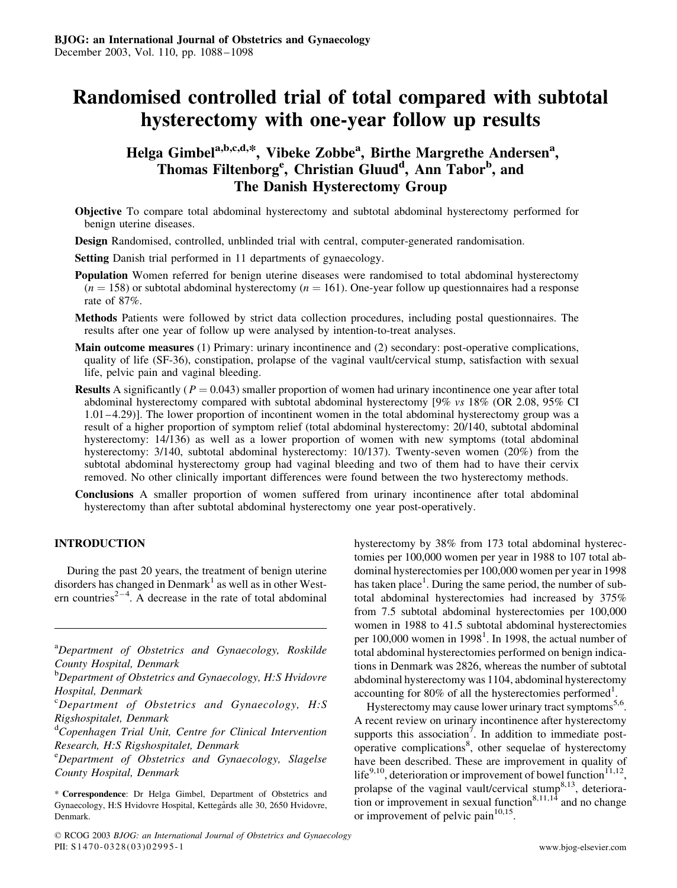# Randomised controlled trial of total compared with subtotal hysterectomy with one-year follow up results

**Helga Gimbel[a,b,c,d,*], Vibeke Zobbe[a], Birthe Margrethe Andersen[a], Thomas Filtenborg[e], Christian Gluud[d], Ann Tabor[b], and The Danish Hysterectomy Group**

**Objective** To compare total abdominal hysterectomy and subtotal abdominal hysterectomy performed for benign uterine diseases.

**Design** Randomised, controlled, unblinded trial with central, computer-generated randomisation.

**Setting** Danish trial performed in 11 departments of gynaecology.

**Population** Women referred for benign uterine diseases were randomised to total abdominal hysterectomy ($n = 158$) or subtotal abdominal hysterectomy ($n = 161$). One-year follow up questionnaires had a response rate of 87%.

**Methods** Patients were followed by strict data collection procedures, including postal questionnaires. The results after one year of follow up were analysed by intention-to-treat analyses.

**Main outcome measures** (1) Primary: urinary incontinence and (2) secondary: post-operative complications, quality of life (SF-36), constipation, prolapse of the vaginal vault/cervical stump, satisfaction with sexual life, pelvic pain and vaginal bleeding.

**Results** A significantly ($P = 0.043$) smaller proportion of women had urinary incontinence one year after total abdominal hysterectomy compared with subtotal abdominal hysterectomy [9% *vs* 18% (OR 2.08, 95% CI 1.01–4.29)]. The lower proportion of incontinent women in the total abdominal hysterectomy group was a result of a higher proportion of symptom relief (total abdominal hysterectomy: 20/140, subtotal abdominal hysterectomy: 14/136) as well as a lower proportion of women with new symptoms (total abdominal hysterectomy: 3/140, subtotal abdominal hysterectomy: 10/137). Twenty-seven women (20%) from the subtotal abdominal hysterectomy group had vaginal bleeding and two of them had to have their cervix removed. No other clinically important differences were found between the two hysterectomy methods.

**Conclusions** A smaller proportion of women suffered from urinary incontinence after total abdominal hysterectomy than after subtotal abdominal hysterectomy one year post-operatively.

## INTRODUCTION

During the past 20 years, the treatment of benign uterine disorders has changed in Denmark[1] as well as in other Western countries[2–4]. A decrease in the rate of total abdominal hysterectomy by 38% from 173 total abdominal hysterectomies per 100,000 women per year in 1988 to 107 total abdominal hysterectomies per 100,000 women per year in 1998 has taken place[1]. During the same period, the number of subtotal abdominal hysterectomies had increased by 375% from 7.5 subtotal abdominal hysterectomies per 100,000 women in 1988 to 41.5 subtotal abdominal hysterectomies per 100,000 women in 1998[1]. In 1998, the actual number of total abdominal hysterectomies performed on benign indications in Denmark was 2826, whereas the number of subtotal abdominal hysterectomy was 1104, abdominal hysterectomy accounting for 80% of all the hysterectomies performed[1].

Hysterectomy may cause lower urinary tract symptoms[5,6]. A recent review on urinary incontinence after hysterectomy supports this association[7]. In addition to immediate post-operative complications[8], other sequelae of hysterectomy have been described. These are improvement in quality of life[9,10], deterioration or improvement of bowel function[11,12], prolapse of the vaginal vault/cervical stump[8,13], deterioration or improvement in sexual function[8,11,14] and no change or improvement of pelvic pain[10,15].

---

[a] *Department of Obstetrics and Gynaecology, Roskilde County Hospital, Denmark*

[b] *Department of Obstetrics and Gynaecology, H:S Hvidovre Hospital, Denmark*

[c] *Department of Obstetrics and Gynaecology, H:S Rigshospitalet, Denmark*

[d] *Copenhagen Trial Unit, Centre for Clinical Intervention Research, H:S Rigshospitalet, Denmark*

[e] *Department of Obstetrics and Gynaecology, Slagelse County Hospital, Denmark*

\* **Correspondence**: Dr Helga Gimbel, Department of Obstetrics and Gynaecology, H:S Hvidovre Hospital, Kettegårds alle 30, 2650 Hvidovre, Denmark.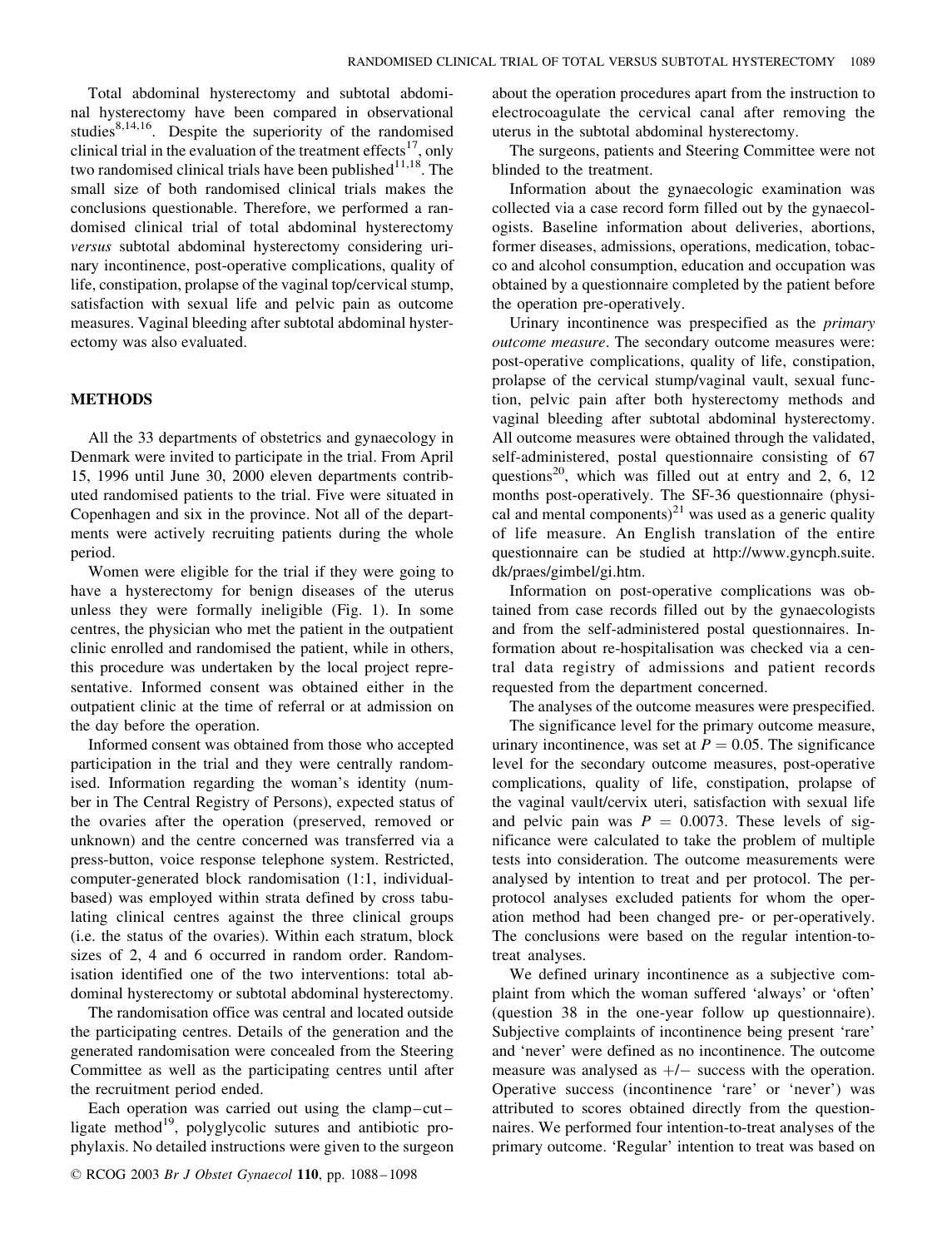Total abdominal hysterectomy and subtotal abdominal hysterectomy have been compared in observational studies[8,14,16]. Despite the superiority of the randomised clinical trial in the evaluation of the treatment effects[17], only two randomised clinical trials have been published[11,18]. The small size of both randomised clinical trials makes the conclusions questionable. Therefore, we performed a randomised clinical trial of total abdominal hysterectomy *versus* subtotal abdominal hysterectomy considering urinary incontinence, post-operative complications, quality of life, constipation, prolapse of the vaginal top/cervical stump, satisfaction with sexual life and pelvic pain as outcome measures. Vaginal bleeding after subtotal abdominal hysterectomy was also evaluated.

## METHODS

All the 33 departments of obstetrics and gynaecology in Denmark were invited to participate in the trial. From April 15, 1996 until June 30, 2000 eleven departments contributed randomised patients to the trial. Five were situated in Copenhagen and six in the province. Not all of the departments were actively recruiting patients during the whole period.

Women were eligible for the trial if they were going to have a hysterectomy for benign diseases of the uterus unless they were formally ineligible (Fig. 1). In some centres, the physician who met the patient in the outpatient clinic enrolled and randomised the patient, while in others, this procedure was undertaken by the local project representative. Informed consent was obtained either in the outpatient clinic at the time of referral or at admission on the day before the operation.

Informed consent was obtained from those who accepted participation in the trial and they were centrally randomised. Information regarding the woman's identity (number in The Central Registry of Persons), expected status of the ovaries after the operation (preserved, removed or unknown) and the centre concerned was transferred via a press-button, voice response telephone system. Restricted, computer-generated block randomisation (1:1, individual-based) was employed within strata defined by cross tabulating clinical centres against the three clinical groups (i.e. the status of the ovaries). Within each stratum, block sizes of 2, 4 and 6 occurred in random order. Randomisation identified one of the two interventions: total abdominal hysterectomy or subtotal abdominal hysterectomy.

The randomisation office was central and located outside the participating centres. Details of the generation and the generated randomisation were concealed from the Steering Committee as well as the participating centres until after the recruitment period ended.

Each operation was carried out using the clamp–cut–ligate method[19], polyglycolic sutures and antibiotic prophylaxis. No detailed instructions were given to the surgeon about the operation procedures apart from the instruction to electrocoagulate the cervical canal after removing the uterus in the subtotal abdominal hysterectomy.

The surgeons, patients and Steering Committee were not blinded to the treatment.

Information about the gynaecologic examination was collected via a case record form filled out by the gynaecologists. Baseline information about deliveries, abortions, former diseases, admissions, operations, medication, tobacco and alcohol consumption, education and occupation was obtained by a questionnaire completed by the patient before the operation pre-operatively.

Urinary incontinence was prespecified as the *primary outcome measure*. The secondary outcome measures were: post-operative complications, quality of life, constipation, prolapse of the cervical stump/vaginal vault, sexual function, pelvic pain after both hysterectomy methods and vaginal bleeding after subtotal abdominal hysterectomy. All outcome measures were obtained through the validated, self-administered, postal questionnaire consisting of 67 questions[20], which was filled out at entry and 2, 6, 12 months post-operatively. The SF-36 questionnaire (physical and mental components)[21] was used as a generic quality of life measure. An English translation of the entire questionnaire can be studied at http://www.gyncph.suite.dk/praes/gimbel/gi.htm.

Information on post-operative complications was obtained from case records filled out by the gynaecologists and from the self-administered postal questionnaires. Information about re-hospitalisation was checked via a central data registry of admissions and patient records requested from the department concerned.

The analyses of the outcome measures were prespecified.

The significance level for the primary outcome measure, urinary incontinence, was set at $P = 0.05$. The significance level for the secondary outcome measures, post-operative complications, quality of life, constipation, prolapse of the vaginal vault/cervix uteri, satisfaction with sexual life and pelvic pain was $P = 0.0073$. These levels of significance were calculated to take the problem of multiple tests into consideration. The outcome measurements were analysed by intention to treat and per protocol. The per-protocol analyses excluded patients for whom the operation method had been changed pre- or per-operatively. The conclusions were based on the regular intention-to-treat analyses.

We defined urinary incontinence as a subjective complaint from which the woman suffered 'always' or 'often' (question 38 in the one-year follow up questionnaire). Subjective complaints of incontinence being present 'rare' and 'never' were defined as no incontinence. The outcome measure was analysed as +/− success with the operation. Operative success (incontinence 'rare' or 'never') was attributed to scores obtained directly from the questionnaires. We performed four intention-to-treat analyses of the primary outcome. 'Regular' intention to treat was based on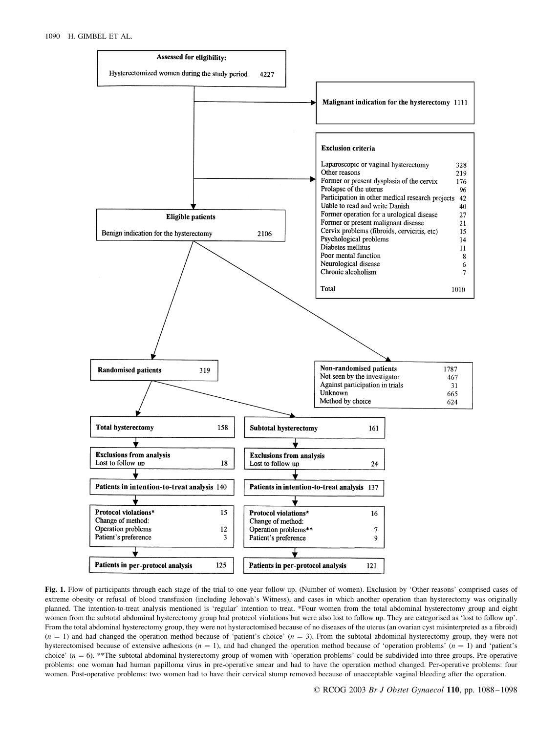**Assessed for eligibility:**

Hysterectomized women during the study period 4227

**Malignant indication for the hysterectomy** 1111

**Exclusion criteria**

| | |
|---|---|
| Laparoscopic or vaginal hysterectomy | 328 |
| Other reasons | 219 |
| Former or present dysplasia of the cervix | 176 |
| Prolapse of the uterus | 96 |
| Participation in other medical research projects | 42 |
| Uable to read and write Danish | 40 |
| Former operation for a urological disease | 27 |
| Former or present malignant disease | 21 |
| Cervix problems (fibroids, cervicitis, etc) | 15 |
| Psychological problems | 14 |
| Diabetes mellitus | 11 |
| Poor mental function | 8 |
| Neurological disease | 6 |
| Chronic alcoholism | 7 |
| Total | 1010 |

**Eligible patients**

Benign indication for the hysterectomy 2106

**Randomised patients** 319

| | |
|---|---|
| **Non-randomised patients** | 1787 |
| Not seen by the investigator | 467 |
| Against participation in trials | 31 |
| Unknown | 665 |
| Method by choice | 624 |

| Total hysterectomy | | Subtotal hysterectomy | |
|---|---|---|---|
| **Total hysterectomy** | 158 | **Subtotal hysterectomy** | 161 |
| **Exclusions from analysis** Lost to follow up | 18 | **Exclusions from analysis** Lost to follow up | 24 |
| **Patients in intention-to-treat analysis** | 140 | **Patients in intention-to-treat analysis** | 137 |
| **Protocol violations*** | 15 | **Protocol violations*** | 16 |
| Change of method: | | Change of method: | |
| Operation problems | 12 | Operation problems** | 7 |
| Patient's preference | 3 | Patient's preference | 9 |
| **Patients in per-protocol analysis** | 125 | **Patients in per-protocol analysis** | 121 |

**Fig. 1.** Flow of participants through each stage of the trial to one-year follow up. (Number of women). Exclusion by 'Other reasons' comprised cases of extreme obesity or refusal of blood transfusion (including Jehovah's Witness), and cases in which another operation than hysterectomy was originally planned. The intention-to-treat analysis mentioned is 'regular' intention to treat. *Four women from the total abdominal hysterectomy group and eight women from the subtotal abdominal hysterectomy group had protocol violations but were also lost to follow up. They are categorised as 'lost to follow up'. From the total abdominal hysterectomy group, they were not hysterectomised because of no diseases of the uterus (an ovarian cyst misinterpreted as a fibroid) ($n = 1$) and had changed the operation method because of 'patient's choice' ($n = 3$). From the subtotal abdominal hysterectomy group, they were not hysterectomised because of extensive adhesions ($n = 1$), and had changed the operation method because of 'operation problems' ($n = 1$) and 'patient's choice' ($n = 6$). **The subtotal abdominal hysterectomy group of women with 'operation problems' could be subdivided into three groups. Pre-operative problems: one woman had human papilloma virus in pre-operative smear and had to have the operation method changed. Per-operative problems: four women. Post-operative problems: two women had to have their cervical stump removed because of unacceptable vaginal bleeding after the operation.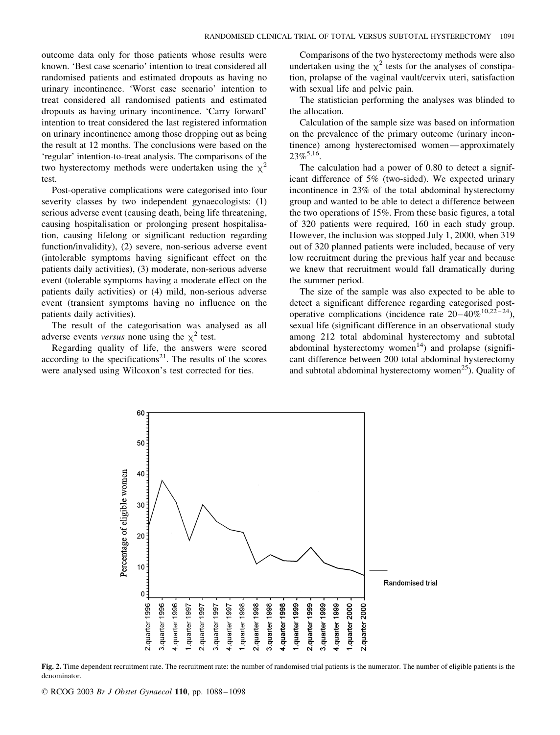outcome data only for those patients whose results were known. 'Best case scenario' intention to treat considered all randomised patients and estimated dropouts as having no urinary incontinence. 'Worst case scenario' intention to treat considered all randomised patients and estimated dropouts as having urinary incontinence. 'Carry forward' intention to treat considered the last registered information on urinary incontinence among those dropping out as being the result at 12 months. The conclusions were based on the 'regular' intention-to-treat analysis. The comparisons of the two hysterectomy methods were undertaken using the $\chi^2$ test.

Post-operative complications were categorised into four severity classes by two independent gynaecologists: (1) serious adverse event (causing death, being life threatening, causing hospitalisation or prolonging present hospitalisation, causing lifelong or significant reduction regarding function/invalidity), (2) severe, non-serious adverse event (intolerable symptoms having significant effect on the patients daily activities), (3) moderate, non-serious adverse event (tolerable symptoms having a moderate effect on the patients daily activities) or (4) mild, non-serious adverse event (transient symptoms having no influence on the patients daily activities).

The result of the categorisation was analysed as all adverse events *versus* none using the $\chi^2$ test.

Regarding quality of life, the answers were scored according to the specifications[21]. The results of the scores were analysed using Wilcoxon's test corrected for ties.

Comparisons of the two hysterectomy methods were also undertaken using the $\chi^2$ tests for the analyses of constipation, prolapse of the vaginal vault/cervix uteri, satisfaction with sexual life and pelvic pain.

The statistician performing the analyses was blinded to the allocation.

Calculation of the sample size was based on information on the prevalence of the primary outcome (urinary incontinence) among hysterectomised women—approximately 23%[5,16].

The calculation had a power of 0.80 to detect a significant difference of 5% (two-sided). We expected urinary incontinence in 23% of the total abdominal hysterectomy group and wanted to be able to detect a difference between the two operations of 15%. From these basic figures, a total of 320 patients were required, 160 in each study group. However, the inclusion was stopped July 1, 2000, when 319 out of 320 planned patients were included, because of very low recruitment during the previous half year and because we knew that recruitment would fall dramatically during the summer period.

The size of the sample was also expected to be able to detect a significant difference regarding categorised post-operative complications (incidence rate 20–40%[10,22–24]), sexual life (significant difference in an observational study among 212 total abdominal hysterectomy and subtotal abdominal hysterectomy women[14]) and prolapse (significant difference between 200 total abdominal hysterectomy and subtotal abdominal hysterectomy women[25]). Quality of

**Fig. 2.** Time dependent recruitment rate. The recruitment rate: the number of randomised trial patients is the numerator. The number of eligible patients is the denominator.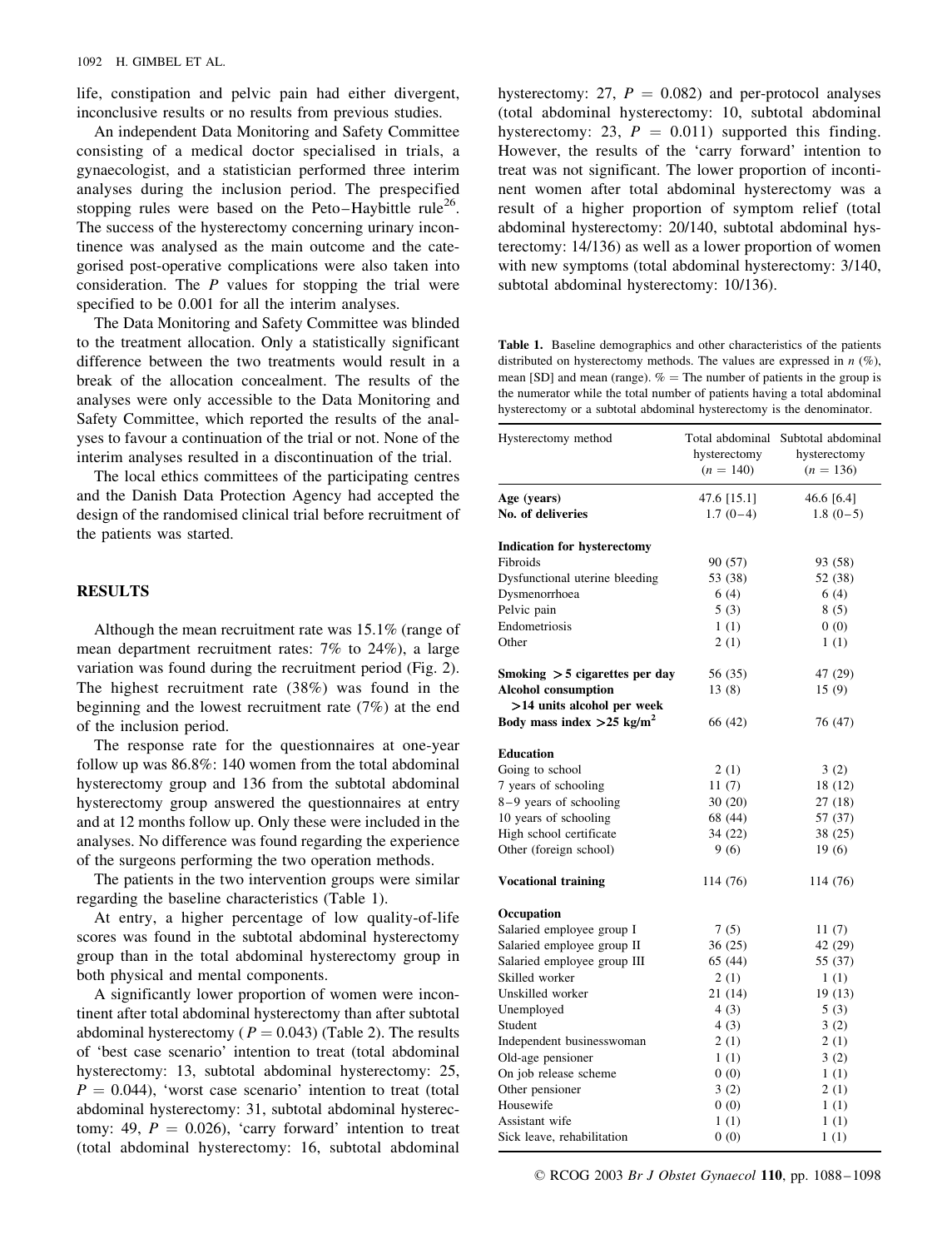life, constipation and pelvic pain had either divergent, inconclusive results or no results from previous studies.

An independent Data Monitoring and Safety Committee consisting of a medical doctor specialised in trials, a gynaecologist, and a statistician performed three interim analyses during the inclusion period. The prespecified stopping rules were based on the Peto–Haybittle rule[26]. The success of the hysterectomy concerning urinary incontinence was analysed as the main outcome and the categorised post-operative complications were also taken into consideration. The $P$ values for stopping the trial were specified to be 0.001 for all the interim analyses.

The Data Monitoring and Safety Committee was blinded to the treatment allocation. Only a statistically significant difference between the two treatments would result in a break of the allocation concealment. The results of the analyses were only accessible to the Data Monitoring and Safety Committee, which reported the results of the analyses to favour a continuation of the trial or not. None of the interim analyses resulted in a discontinuation of the trial.

The local ethics committees of the participating centres and the Danish Data Protection Agency had accepted the design of the randomised clinical trial before recruitment of the patients was started.

## RESULTS

Although the mean recruitment rate was 15.1% (range of mean department recruitment rates: 7% to 24%), a large variation was found during the recruitment period (Fig. 2). The highest recruitment rate (38%) was found in the beginning and the lowest recruitment rate (7%) at the end of the inclusion period.

The response rate for the questionnaires at one-year follow up was 86.8%: 140 women from the total abdominal hysterectomy group and 136 from the subtotal abdominal hysterectomy group answered the questionnaires at entry and at 12 months follow up. Only these were included in the analyses. No difference was found regarding the experience of the surgeons performing the two operation methods.

The patients in the two intervention groups were similar regarding the baseline characteristics (Table 1).

At entry, a higher percentage of low quality-of-life scores was found in the subtotal abdominal hysterectomy group than in the total abdominal hysterectomy group in both physical and mental components.

A significantly lower proportion of women were incontinent after total abdominal hysterectomy than after subtotal abdominal hysterectomy ($P = 0.043$) (Table 2). The results of 'best case scenario' intention to treat (total abdominal hysterectomy: 13, subtotal abdominal hysterectomy: 25, $P = 0.044$), 'worst case scenario' intention to treat (total abdominal hysterectomy: 31, subtotal abdominal hysterectomy: 49, $P = 0.026$), 'carry forward' intention to treat (total abdominal hysterectomy: 16, subtotal abdominal hysterectomy: 27, $P = 0.082$) and per-protocol analyses (total abdominal hysterectomy: 10, subtotal abdominal hysterectomy: 23, $P = 0.011$) supported this finding. However, the results of the 'carry forward' intention to treat was not significant. The lower proportion of incontinent women after total abdominal hysterectomy was a result of a higher proportion of symptom relief (total abdominal hysterectomy: 20/140, subtotal abdominal hysterectomy: 14/136) as well as a lower proportion of women with new symptoms (total abdominal hysterectomy: 3/140, subtotal abdominal hysterectomy: 10/136).

**Table 1.** Baseline demographics and other characteristics of the patients distributed on hysterectomy methods. The values are expressed in $n$ (%), mean [SD] and mean (range). % = The number of patients in the group is the numerator while the total number of patients having a total abdominal hysterectomy or a subtotal abdominal hysterectomy is the denominator.

| Hysterectomy method | Total abdominal hysterectomy ($n$ = 140) | Subtotal abdominal hysterectomy ($n$ = 136) |
|---|---|---|
| **Age (years)** | 47.6 [15.1] | 46.6 [6.4] |
| **No. of deliveries** | 1.7 (0–4) | 1.8 (0–5) |
| **Indication for hysterectomy** | | |
| Fibroids | 90 (57) | 93 (58) |
| Dysfunctional uterine bleeding | 53 (38) | 52 (38) |
| Dysmenorrhoea | 6 (4) | 6 (4) |
| Pelvic pain | 5 (3) | 8 (5) |
| Endometriosis | 1 (1) | 0 (0) |
| Other | 2 (1) | 1 (1) |
| **Smoking > 5 cigarettes per day** | 56 (35) | 47 (29) |
| **Alcohol consumption >14 units alcohol per week** | 13 (8) | 15 (9) |
| **Body mass index >25 kg/m$^2$** | 66 (42) | 76 (47) |
| **Education** | | |
| Going to school | 2 (1) | 3 (2) |
| 7 years of schooling | 11 (7) | 18 (12) |
| 8–9 years of schooling | 30 (20) | 27 (18) |
| 10 years of schooling | 68 (44) | 57 (37) |
| High school certificate | 34 (22) | 38 (25) |
| Other (foreign school) | 9 (6) | 19 (6) |
| **Vocational training** | 114 (76) | 114 (76) |
| **Occupation** | | |
| Salaried employee group I | 7 (5) | 11 (7) |
| Salaried employee group II | 36 (25) | 42 (29) |
| Salaried employee group III | 65 (44) | 55 (37) |
| Skilled worker | 2 (1) | 1 (1) |
| Unskilled worker | 21 (14) | 19 (13) |
| Unemployed | 4 (3) | 5 (3) |
| Student | 4 (3) | 3 (2) |
| Independent businesswoman | 2 (1) | 2 (1) |
| Old-age pensioner | 1 (1) | 3 (2) |
| On job release scheme | 0 (0) | 1 (1) |
| Other pensioner | 3 (2) | 2 (1) |
| Housewife | 0 (0) | 1 (1) |
| Assistant wife | 1 (1) | 1 (1) |
| Sick leave, rehabilitation | 0 (0) | 1 (1) |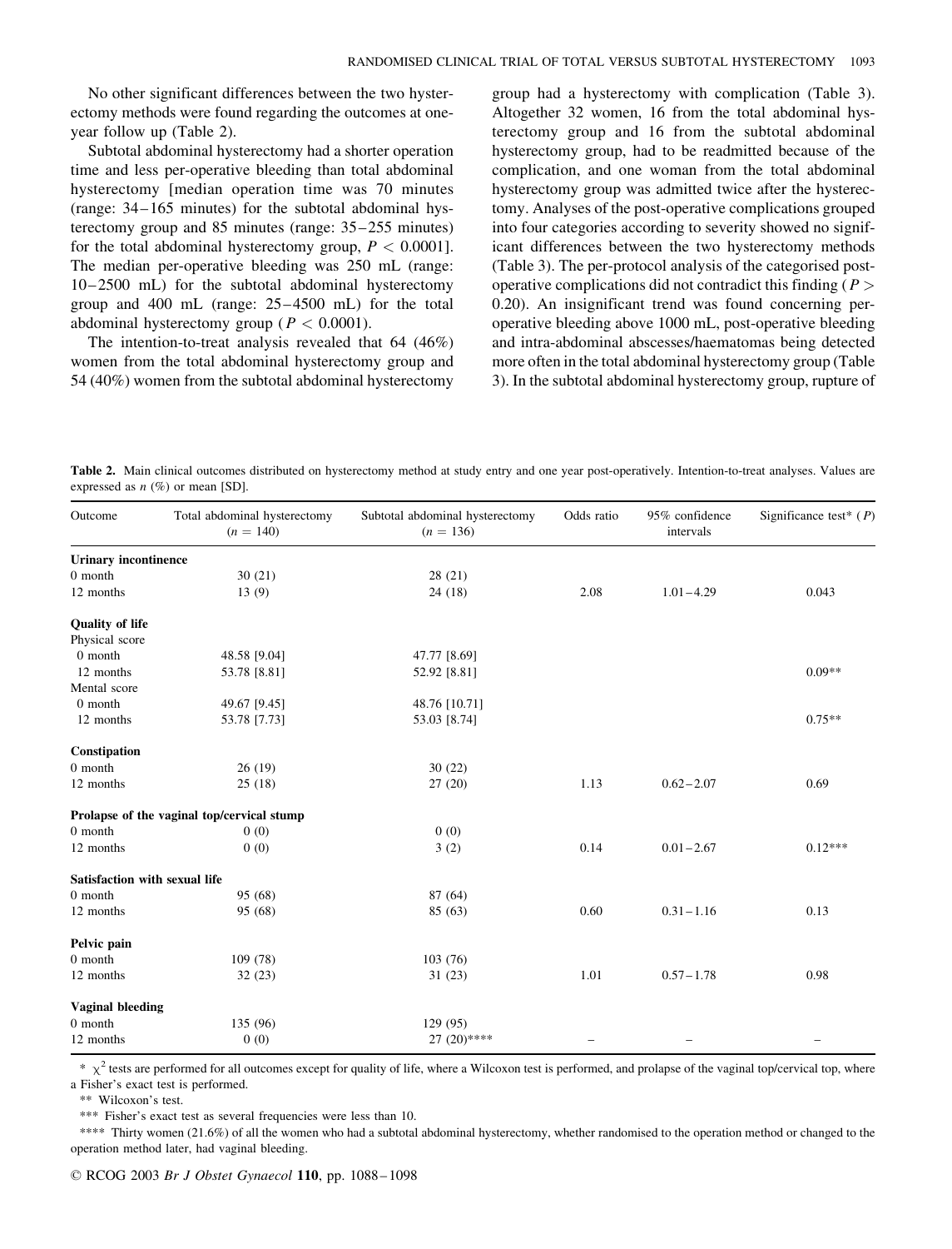No other significant differences between the two hysterectomy methods were found regarding the outcomes at one-year follow up (Table 2).

Subtotal abdominal hysterectomy had a shorter operation time and less per-operative bleeding than total abdominal hysterectomy [median operation time was 70 minutes (range: 34–165 minutes) for the subtotal abdominal hysterectomy group and 85 minutes (range: 35–255 minutes) for the total abdominal hysterectomy group, $P < 0.0001$]. The median per-operative bleeding was 250 mL (range: 10–2500 mL) for the subtotal abdominal hysterectomy group and 400 mL (range: 25–4500 mL) for the total abdominal hysterectomy group ($P < 0.0001$).

The intention-to-treat analysis revealed that 64 (46%) women from the total abdominal hysterectomy group and 54 (40%) women from the subtotal abdominal hysterectomy group had a hysterectomy with complication (Table 3). Altogether 32 women, 16 from the total abdominal hysterectomy group and 16 from the subtotal abdominal hysterectomy group, had to be readmitted because of the complication, and one woman from the total abdominal hysterectomy group was admitted twice after the hysterectomy. Analyses of the post-operative complications grouped into four categories according to severity showed no significant differences between the two hysterectomy methods (Table 3). The per-protocol analysis of the categorised post-operative complications did not contradict this finding ($P > 0.20$). An insignificant trend was found concerning per-operative bleeding above 1000 mL, post-operative bleeding and intra-abdominal abscesses/haematomas being detected more often in the total abdominal hysterectomy group (Table 3). In the subtotal abdominal hysterectomy group, rupture of

**Table 2.** Main clinical outcomes distributed on hysterectomy method at study entry and one year post-operatively. Intention-to-treat analyses. Values are expressed as *n* (%) or mean [SD].

| Outcome | Total abdominal hysterectomy ($n = 140$) | Subtotal abdominal hysterectomy ($n = 136$) | Odds ratio | 95% confidence intervals | Significance test* ($P$) |
|---|---|---|---|---|---|
| **Urinary incontinence** | | | | | |
| 0 month | 30 (21) | 28 (21) | | | |
| 12 months | 13 (9) | 24 (18) | 2.08 | 1.01–4.29 | 0.043 |
| **Quality of life** | | | | | |
| Physical score | | | | | |
| 0 month | 48.58 [9.04] | 47.77 [8.69] | | | |
| 12 months | 53.78 [8.81] | 52.92 [8.81] | | | 0.09** |
| Mental score | | | | | |
| 0 month | 49.67 [9.45] | 48.76 [10.71] | | | |
| 12 months | 53.78 [7.73] | 53.03 [8.74] | | | 0.75** |
| **Constipation** | | | | | |
| 0 month | 26 (19) | 30 (22) | | | |
| 12 months | 25 (18) | 27 (20) | 1.13 | 0.62–2.07 | 0.69 |
| **Prolapse of the vaginal top/cervical stump** | | | | | |
| 0 month | 0 (0) | 0 (0) | | | |
| 12 months | 0 (0) | 3 (2) | 0.14 | 0.01–2.67 | 0.12*** |
| **Satisfaction with sexual life** | | | | | |
| 0 month | 95 (68) | 87 (64) | | | |
| 12 months | 95 (68) | 85 (63) | 0.60 | 0.31–1.16 | 0.13 |
| **Pelvic pain** | | | | | |
| 0 month | 109 (78) | 103 (76) | | | |
| 12 months | 32 (23) | 31 (23) | 1.01 | 0.57–1.78 | 0.98 |
| **Vaginal bleeding** | | | | | |
| 0 month | 135 (96) | 129 (95) | | | |
| 12 months | 0 (0) | 27 (20)**** | – | – | – |

* $\chi^2$ tests are performed for all outcomes except for quality of life, where a Wilcoxon test is performed, and prolapse of the vaginal top/cervical top, where a Fisher's exact test is performed.

** Wilcoxon's test.

*** Fisher's exact test as several frequencies were less than 10.

**** Thirty women (21.6%) of all the women who had a subtotal abdominal hysterectomy, whether randomised to the operation method or changed to the operation method later, had vaginal bleeding.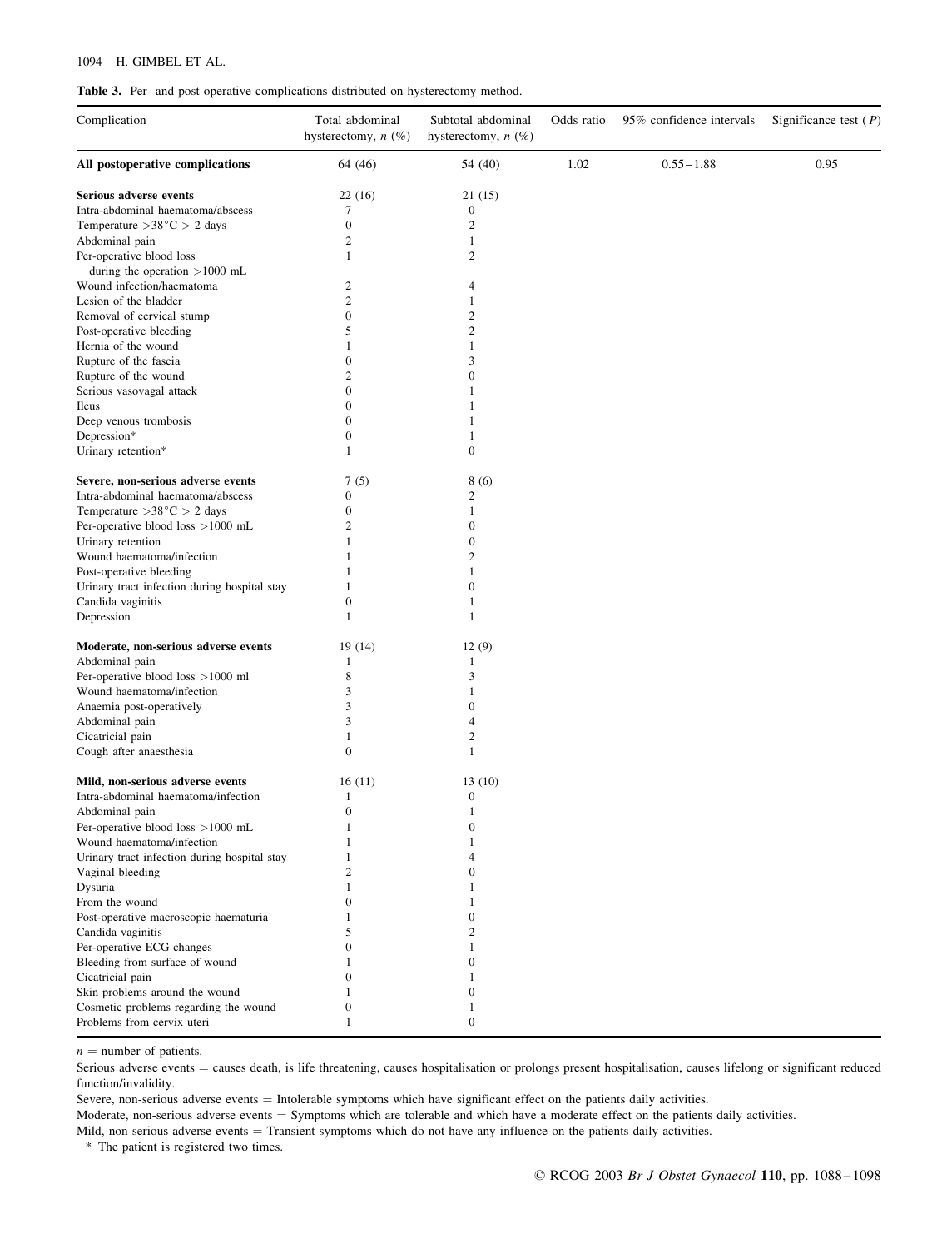**Table 3.** Per- and post-operative complications distributed on hysterectomy method.

| Complication | Total abdominal hysterectomy, $n$ (%) | Subtotal abdominal hysterectomy, $n$ (%) | Odds ratio | 95% confidence intervals | Significance test ($P$) |
|---|---|---|---|---|---|
| **All postoperative complications** | 64 (46) | 54 (40) | 1.02 | 0.55 – 1.88 | 0.95 |
| **Serious adverse events** | 22 (16) | 21 (15) | | | |
| Intra-abdominal haematoma/abscess | 7 | 0 | | | |
| Temperature >38°C > 2 days | 0 | 2 | | | |
| Abdominal pain | 2 | 1 | | | |
| Per-operative blood loss during the operation >1000 mL | 1 | 2 | | | |
| Wound infection/haematoma | 2 | 4 | | | |
| Lesion of the bladder | 2 | 1 | | | |
| Removal of cervical stump | 0 | 2 | | | |
| Post-operative bleeding | 5 | 2 | | | |
| Hernia of the wound | 1 | 1 | | | |
| Rupture of the fascia | 0 | 3 | | | |
| Rupture of the wound | 2 | 0 | | | |
| Serious vasovagal attack | 0 | 1 | | | |
| Ileus | 0 | 1 | | | |
| Deep venous trombosis | 0 | 1 | | | |
| Depression* | 0 | 1 | | | |
| Urinary retention* | 1 | 0 | | | |
| **Severe, non-serious adverse events** | 7 (5) | 8 (6) | | | |
| Intra-abdominal haematoma/abscess | 0 | 2 | | | |
| Temperature >38°C > 2 days | 0 | 1 | | | |
| Per-operative blood loss >1000 mL | 2 | 0 | | | |
| Urinary retention | 1 | 0 | | | |
| Wound haematoma/infection | 1 | 2 | | | |
| Post-operative bleeding | 1 | 1 | | | |
| Urinary tract infection during hospital stay | 1 | 0 | | | |
| Candida vaginitis | 0 | 1 | | | |
| Depression | 1 | 1 | | | |
| **Moderate, non-serious adverse events** | 19 (14) | 12 (9) | | | |
| Abdominal pain | 1 | 1 | | | |
| Per-operative blood loss >1000 ml | 8 | 3 | | | |
| Wound haematoma/infection | 3 | 1 | | | |
| Anaemia post-operatively | 3 | 0 | | | |
| Abdominal pain | 3 | 4 | | | |
| Cicatricial pain | 1 | 2 | | | |
| Cough after anaesthesia | 0 | 1 | | | |
| **Mild, non-serious adverse events** | 16 (11) | 13 (10) | | | |
| Intra-abdominal haematoma/infection | 1 | 0 | | | |
| Abdominal pain | 0 | 1 | | | |
| Per-operative blood loss >1000 mL | 1 | 0 | | | |
| Wound haematoma/infection | 1 | 1 | | | |
| Urinary tract infection during hospital stay | 1 | 4 | | | |
| Vaginal bleeding | 2 | 0 | | | |
| Dysuria | 1 | 1 | | | |
| From the wound | 0 | 1 | | | |
| Post-operative macroscopic haematuria | 1 | 0 | | | |
| Candida vaginitis | 5 | 2 | | | |
| Per-operative ECG changes | 0 | 1 | | | |
| Bleeding from surface of wound | 1 | 0 | | | |
| Cicatricial pain | 0 | 1 | | | |
| Skin problems around the wound | 1 | 0 | | | |
| Cosmetic problems regarding the wound | 0 | 1 | | | |
| Problems from cervix uteri | 1 | 0 | | | |

$n$ = number of patients.

Serious adverse events = causes death, is life threatening, causes hospitalisation or prolongs present hospitalisation, causes lifelong or significant reduced function/invalidity.

Severe, non-serious adverse events = Intolerable symptoms which have significant effect on the patients daily activities.

Moderate, non-serious adverse events = Symptoms which are tolerable and which have a moderate effect on the patients daily activities.

Mild, non-serious adverse events = Transient symptoms which do not have any influence on the patients daily activities.

\* The patient is registered two times.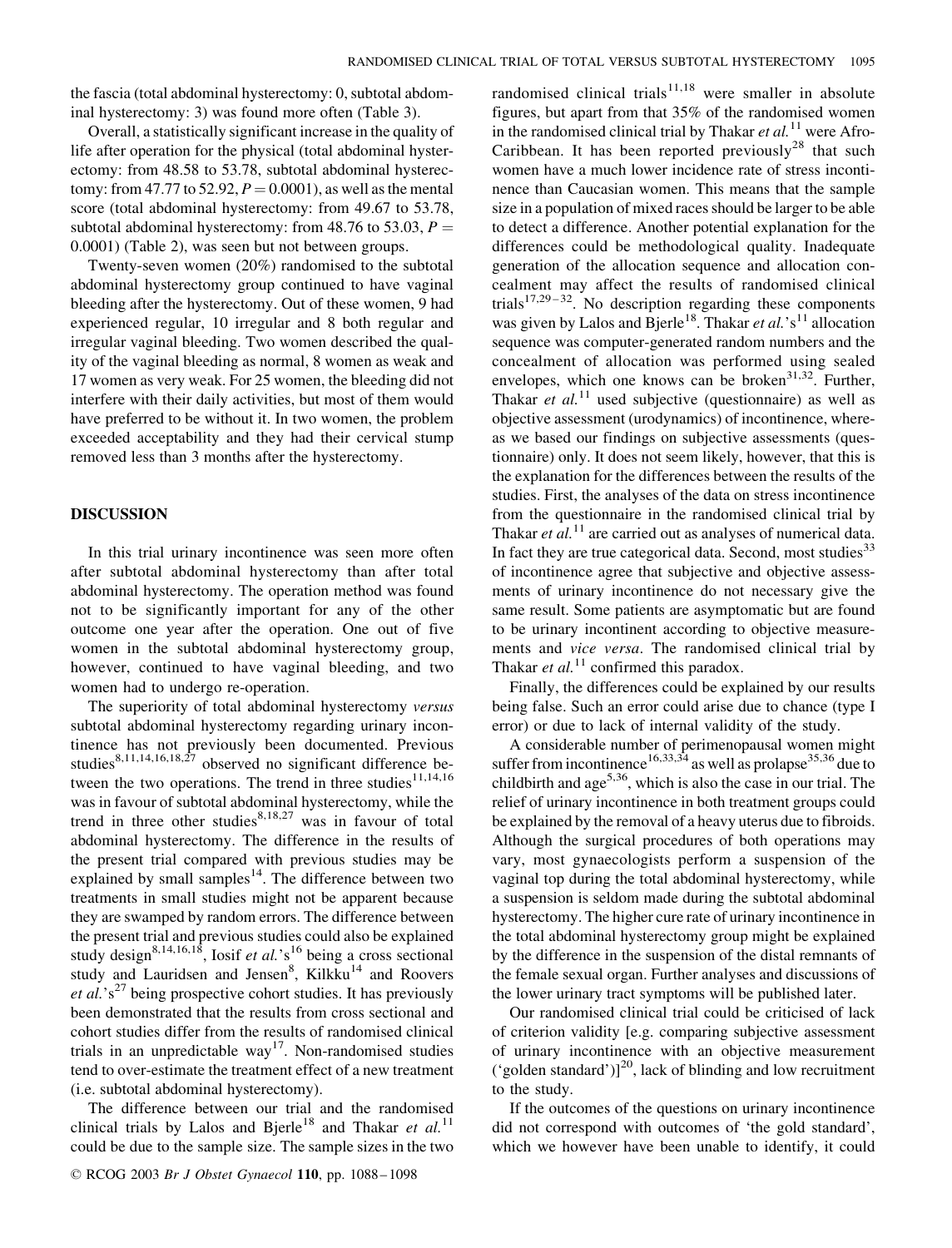the fascia (total abdominal hysterectomy: 0, subtotal abdominal hysterectomy: 3) was found more often (Table 3).

Overall, a statistically significant increase in the quality of life after operation for the physical (total abdominal hysterectomy: from 48.58 to 53.78, subtotal abdominal hysterectomy: from 47.77 to 52.92, $P = 0.0001$), as well as the mental score (total abdominal hysterectomy: from 49.67 to 53.78, subtotal abdominal hysterectomy: from 48.76 to 53.03, $P = 0.0001$) (Table 2), was seen but not between groups.

Twenty-seven women (20%) randomised to the subtotal abdominal hysterectomy group continued to have vaginal bleeding after the hysterectomy. Out of these women, 9 had experienced regular, 10 irregular and 8 both regular and irregular vaginal bleeding. Two women described the quality of the vaginal bleeding as normal, 8 women as weak and 17 women as very weak. For 25 women, the bleeding did not interfere with their daily activities, but most of them would have preferred to be without it. In two women, the problem exceeded acceptability and they had their cervical stump removed less than 3 months after the hysterectomy.

## DISCUSSION

In this trial urinary incontinence was seen more often after subtotal abdominal hysterectomy than after total abdominal hysterectomy. The operation method was found not to be significantly important for any of the other outcome one year after the operation. One out of five women in the subtotal abdominal hysterectomy group, however, continued to have vaginal bleeding, and two women had to undergo re-operation.

The superiority of total abdominal hysterectomy *versus* subtotal abdominal hysterectomy regarding urinary incontinence has not previously been documented. Previous studies[8,11,14,16,18,27] observed no significant difference between the two operations. The trend in three studies[11,14,16] was in favour of subtotal abdominal hysterectomy, while the trend in three other studies[8,18,27] was in favour of total abdominal hysterectomy. The difference in the results of the present trial compared with previous studies may be explained by small samples[14]. The difference between two treatments in small studies might not be apparent because they are swamped by random errors. The difference between the present trial and previous studies could also be explained study design[8,14,16,18], Iosif *et al.*'s[16] being a cross sectional study and Lauridsen and Jensen[8], Kilkku[14] and Roovers *et al.*'s[27] being prospective cohort studies. It has previously been demonstrated that the results from cross sectional and cohort studies differ from the results of randomised clinical trials in an unpredictable way[17]. Non-randomised studies tend to over-estimate the treatment effect of a new treatment (i.e. subtotal abdominal hysterectomy).

The difference between our trial and the randomised clinical trials by Lalos and Bjerle[18] and Thakar *et al.*[11] could be due to the sample size. The sample sizes in the two randomised clinical trials[11,18] were smaller in absolute figures, but apart from that 35% of the randomised women in the randomised clinical trial by Thakar *et al.*[11] were Afro-Caribbean. It has been reported previously[28] that such women have a much lower incidence rate of stress incontinence than Caucasian women. This means that the sample size in a population of mixed races should be larger to be able to detect a difference. Another potential explanation for the differences could be methodological quality. Inadequate generation of the allocation sequence and allocation concealment may affect the results of randomised clinical trials[17,29–32]. No description regarding these components was given by Lalos and Bjerle[18]. Thakar *et al.*'s[11] allocation sequence was computer-generated random numbers and the concealment of allocation was performed using sealed envelopes, which one knows can be broken[31,32]. Further, Thakar *et al.*[11] used subjective (questionnaire) as well as objective assessment (urodynamics) of incontinence, whereas we based our findings on subjective assessments (questionnaire) only. It does not seem likely, however, that this is the explanation for the differences between the results of the studies. First, the analyses of the data on stress incontinence from the questionnaire in the randomised clinical trial by Thakar *et al.*[11] are carried out as analyses of numerical data. In fact they are true categorical data. Second, most studies[33] of incontinence agree that subjective and objective assessments of urinary incontinence do not necessary give the same result. Some patients are asymptomatic but are found to be urinary incontinent according to objective measurements and *vice versa*. The randomised clinical trial by Thakar *et al.*[11] confirmed this paradox.

Finally, the differences could be explained by our results being false. Such an error could arise due to chance (type I error) or due to lack of internal validity of the study.

A considerable number of perimenopausal women might suffer from incontinence[16,33,34] as well as prolapse[35,36] due to childbirth and age[5,36], which is also the case in our trial. The relief of urinary incontinence in both treatment groups could be explained by the removal of a heavy uterus due to fibroids. Although the surgical procedures of both operations may vary, most gynaecologists perform a suspension of the vaginal top during the total abdominal hysterectomy, while a suspension is seldom made during the subtotal abdominal hysterectomy. The higher cure rate of urinary incontinence in the total abdominal hysterectomy group might be explained by the difference in the suspension of the distal remnants of the female sexual organ. Further analyses and discussions of the lower urinary tract symptoms will be published later.

Our randomised clinical trial could be criticised of lack of criterion validity [e.g. comparing subjective assessment of urinary incontinence with an objective measurement ('golden standard')][20], lack of blinding and low recruitment to the study.

If the outcomes of the questions on urinary incontinence did not correspond with outcomes of 'the gold standard', which we however have been unable to identify, it could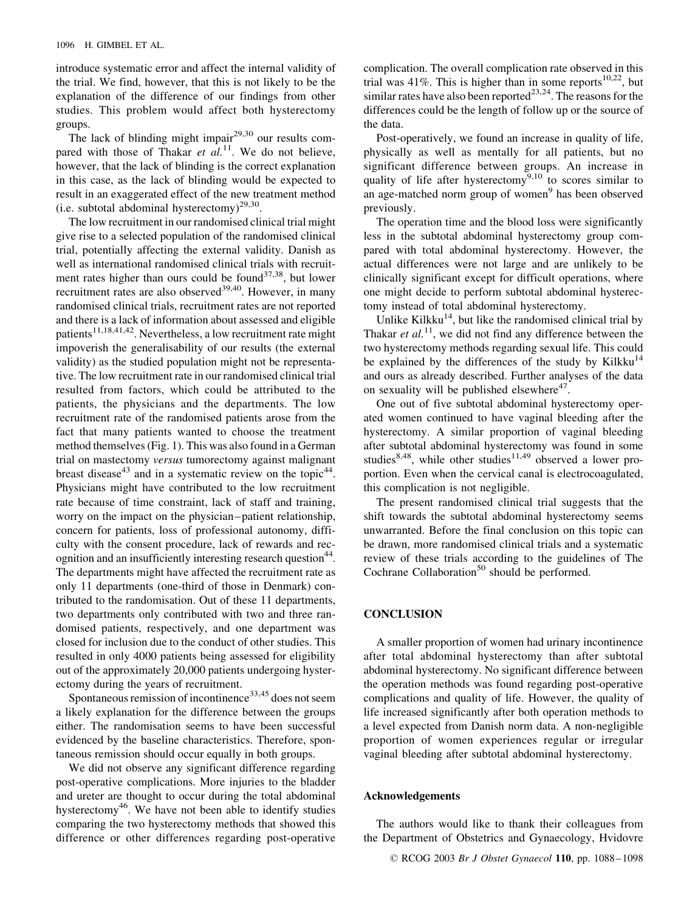introduce systematic error and affect the internal validity of the trial. We find, however, that this is not likely to be the explanation of the difference of our findings from other studies. This problem would affect both hysterectomy groups.

The lack of blinding might impair[29,30] our results compared with those of Thakar *et al.*[11]. We do not believe, however, that the lack of blinding is the correct explanation in this case, as the lack of blinding would be expected to result in an exaggerated effect of the new treatment method (i.e. subtotal abdominal hysterectomy)[29,30].

The low recruitment in our randomised clinical trial might give rise to a selected population of the randomised clinical trial, potentially affecting the external validity. Danish as well as international randomised clinical trials with recruitment rates higher than ours could be found[37,38], but lower recruitment rates are also observed[39,40]. However, in many randomised clinical trials, recruitment rates are not reported and there is a lack of information about assessed and eligible patients[11,18,41,42]. Nevertheless, a low recruitment rate might impoverish the generalisability of our results (the external validity) as the studied population might not be representative. The low recruitment rate in our randomised clinical trial resulted from factors, which could be attributed to the patients, the physicians and the departments. The low recruitment rate of the randomised patients arose from the fact that many patients wanted to choose the treatment method themselves (Fig. 1). This was also found in a German trial on mastectomy *versus* tumorectomy against malignant breast disease[43] and in a systematic review on the topic[44]. Physicians might have contributed to the low recruitment rate because of time constraint, lack of staff and training, worry on the impact on the physician–patient relationship, concern for patients, loss of professional autonomy, difficulty with the consent procedure, lack of rewards and recognition and an insufficiently interesting research question[44]. The departments might have affected the recruitment rate as only 11 departments (one-third of those in Denmark) contributed to the randomisation. Out of these 11 departments, two departments only contributed with two and three randomised patients, respectively, and one department was closed for inclusion due to the conduct of other studies. This resulted in only 4000 patients being assessed for eligibility out of the approximately 20,000 patients undergoing hysterectomy during the years of recruitment.

Spontaneous remission of incontinence[33,45] does not seem a likely explanation for the difference between the groups either. The randomisation seems to have been successful evidenced by the baseline characteristics. Therefore, spontaneous remission should occur equally in both groups.

We did not observe any significant difference regarding post-operative complications. More injuries to the bladder and ureter are thought to occur during the total abdominal hysterectomy[46]. We have not been able to identify studies comparing the two hysterectomy methods that showed this difference or other differences regarding post-operative complication. The overall complication rate observed in this trial was 41%. This is higher than in some reports[10,22], but similar rates have also been reported[23,24]. The reasons for the differences could be the length of follow up or the source of the data.

Post-operatively, we found an increase in quality of life, physically as well as mentally for all patients, but no significant difference between groups. An increase in quality of life after hysterectomy[9,10] to scores similar to an age-matched norm group of women[9] has been observed previously.

The operation time and the blood loss were significantly less in the subtotal abdominal hysterectomy group compared with total abdominal hysterectomy. However, the actual differences were not large and are unlikely to be clinically significant except for difficult operations, where one might decide to perform subtotal abdominal hysterectomy instead of total abdominal hysterectomy.

Unlike Kilkku[14], but like the randomised clinical trial by Thakar *et al.*[11], we did not find any difference between the two hysterectomy methods regarding sexual life. This could be explained by the differences of the study by Kilkku[14] and ours as already described. Further analyses of the data on sexuality will be published elsewhere[47].

One out of five subtotal abdominal hysterectomy operated women continued to have vaginal bleeding after the hysterectomy. A similar proportion of vaginal bleeding after subtotal abdominal hysterectomy was found in some studies[8,48], while other studies[11,49] observed a lower proportion. Even when the cervical canal is electrocoagulated, this complication is not negligible.

The present randomised clinical trial suggests that the shift towards the subtotal abdominal hysterectomy seems unwarranted. Before the final conclusion on this topic can be drawn, more randomised clinical trials and a systematic review of these trials according to the guidelines of The Cochrane Collaboration[50] should be performed.

## CONCLUSION

A smaller proportion of women had urinary incontinence after total abdominal hysterectomy than after subtotal abdominal hysterectomy. No significant difference between the operation methods was found regarding post-operative complications and quality of life. However, the quality of life increased significantly after both operation methods to a level expected from Danish norm data. A non-negligible proportion of women experiences regular or irregular vaginal bleeding after subtotal abdominal hysterectomy.

### Acknowledgements

The authors would like to thank their colleagues from the Department of Obstetrics and Gynaecology, Hvidovre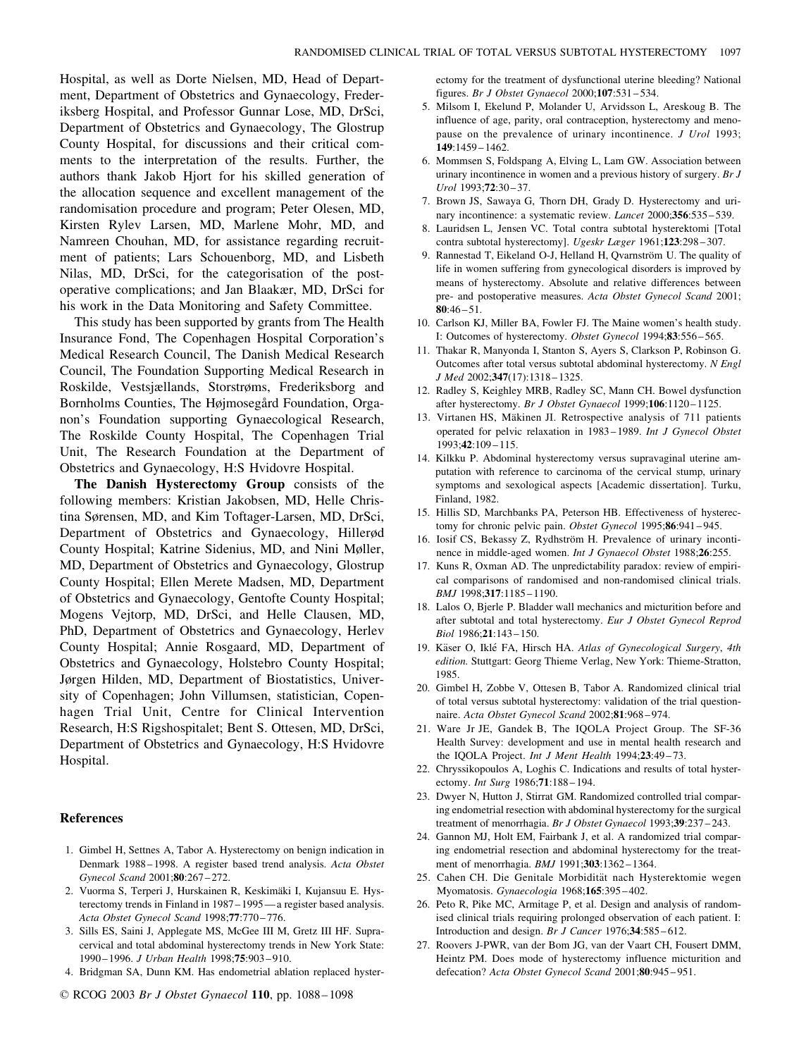Hospital, as well as Dorte Nielsen, MD, Head of Department, Department of Obstetrics and Gynaecology, Frederiksberg Hospital, and Professor Gunnar Lose, MD, DrSci, Department of Obstetrics and Gynaecology, The Glostrup County Hospital, for discussions and their critical comments to the interpretation of the results. Further, the authors thank Jakob Hjort for his skilled generation of the allocation sequence and excellent management of the randomisation procedure and program; Peter Olesen, MD, Kirsten Rylev Larsen, MD, Marlene Mohr, MD, and Namreen Chouhan, MD, for assistance regarding recruitment of patients; Lars Schouenborg, MD, and Lisbeth Nilas, MD, DrSci, for the categorisation of the postoperative complications; and Jan Blaakær, MD, DrSci for his work in the Data Monitoring and Safety Committee.

This study has been supported by grants from The Health Insurance Fond, The Copenhagen Hospital Corporation's Medical Research Council, The Danish Medical Research Council, The Foundation Supporting Medical Research in Roskilde, Vestsjællands, Storstrøms, Frederiksborg and Bornholms Counties, The Højmosegård Foundation, Organon's Foundation supporting Gynaecological Research, The Roskilde County Hospital, The Copenhagen Trial Unit, The Research Foundation at the Department of Obstetrics and Gynaecology, H:S Hvidovre Hospital.

**The Danish Hysterectomy Group** consists of the following members: Kristian Jakobsen, MD, Helle Christina Sørensen, MD, and Kim Toftager-Larsen, MD, DrSci, Department of Obstetrics and Gynaecology, Hillerød County Hospital; Katrine Sidenius, MD, and Nini Møller, MD, Department of Obstetrics and Gynaecology, Glostrup County Hospital; Ellen Merete Madsen, MD, Department of Obstetrics and Gynaecology, Gentofte County Hospital; Mogens Vejtorp, MD, DrSci, and Helle Clausen, MD, PhD, Department of Obstetrics and Gynaecology, Herlev County Hospital; Annie Rosgaard, MD, Department of Obstetrics and Gynaecology, Holstebro County Hospital; Jørgen Hilden, MD, Department of Biostatistics, University of Copenhagen; John Villumsen, statistician, Copenhagen Trial Unit, Centre for Clinical Intervention Research, H:S Rigshospitalet; Bent S. Ottesen, MD, DrSci, Department of Obstetrics and Gynaecology, H:S Hvidovre Hospital.

## References

1. Gimbel H, Settnes A, Tabor A. Hysterectomy on benign indication in Denmark 1988–1998. A register based trend analysis. *Acta Obstet Gynecol Scand* 2001;**80**:267–272.
2. Vuorma S, Terperi J, Hurskainen R, Keskimäki I, Kujansuu E. Hysterectomy trends in Finland in 1987–1995—a register based analysis. *Acta Obstet Gynecol Scand* 1998;**77**:770–776.
3. Sills ES, Saini J, Applegate MS, McGee III M, Gretz III HF. Supracervical and total abdominal hysterectomy trends in New York State: 1990–1996. *J Urban Health* 1998;**75**:903–910.
4. Bridgman SA, Dunn KM. Has endometrial ablation replaced hysterectomy for the treatment of dysfunctional uterine bleeding? National figures. *Br J Obstet Gynaecol* 2000;**107**:531–534.
5. Milsom I, Ekelund P, Molander U, Arvidsson L, Areskoug B. The influence of age, parity, oral contraception, hysterectomy and menopause on the prevalence of urinary incontinence. *J Urol* 1993; **149**:1459–1462.
6. Mommsen S, Foldspang A, Elving L, Lam GW. Association between urinary incontinence in women and a previous history of surgery. *Br J Urol* 1993;**72**:30–37.
7. Brown JS, Sawaya G, Thorn DH, Grady D. Hysterectomy and urinary incontinence: a systematic review. *Lancet* 2000;**356**:535–539.
8. Lauridsen L, Jensen VC. Total contra subtotal hysterektomi [Total contra subtotal hysterectomy]. *Ugeskr Læger* 1961;**123**:298–307.
9. Rannestad T, Eikeland O-J, Helland H, Qvarnström U. The quality of life in women suffering from gynecological disorders is improved by means of hysterectomy. Absolute and relative differences between pre- and postoperative measures. *Acta Obstet Gynecol Scand* 2001; **80**:46–51.
10. Carlson KJ, Miller BA, Fowler FJ. The Maine women's health study. I: Outcomes of hysterectomy. *Obstet Gynecol* 1994;**83**:556–565.
11. Thakar R, Manyonda I, Stanton S, Ayers S, Clarkson P, Robinson G. Outcomes after total versus subtotal abdominal hysterectomy. *N Engl J Med* 2002;**347**(17):1318–1325.
12. Radley S, Keighley MRB, Radley SC, Mann CH. Bowel dysfunction after hysterectomy. *Br J Obstet Gynaecol* 1999;**106**:1120–1125.
13. Virtanen HS, Mäkinen JI. Retrospective analysis of 711 patients operated for pelvic relaxation in 1983–1989. *Int J Gynecol Obstet* 1993;**42**:109–115.
14. Kilkku P. Abdominal hysterectomy versus supravaginal uterine amputation with reference to carcinoma of the cervical stump, urinary symptoms and sexological aspects [Academic dissertation]. Turku, Finland, 1982.
15. Hillis SD, Marchbanks PA, Peterson HB. Effectiveness of hysterectomy for chronic pelvic pain. *Obstet Gynecol* 1995;**86**:941–945.
16. Iosif CS, Bekassy Z, Rydhström H. Prevalence of urinary incontinence in middle-aged women. *Int J Gynaecol Obstet* 1988;**26**:255.
17. Kuns R, Oxman AD. The unpredictability paradox: review of empirical comparisons of randomised and non-randomised clinical trials. *BMJ* 1998;**317**:1185–1190.
18. Lalos O, Bjerle P. Bladder wall mechanics and micturition before and after subtotal and total hysterectomy. *Eur J Obstet Gynecol Reprod Biol* 1986;**21**:143–150.
19. Käser O, Iklé FA, Hirsch HA. *Atlas of Gynecological Surgery, 4th edition.* Stuttgart: Georg Thieme Verlag, New York: Thieme-Stratton, 1985.
20. Gimbel H, Zobbe V, Ottesen B, Tabor A. Randomized clinical trial of total versus subtotal hysterectomy: validation of the trial questionnaire. *Acta Obstet Gynecol Scand* 2002;**81**:968–974.
21. Ware Jr JE, Gandek B, The IQOLA Project Group. The SF-36 Health Survey: development and use in mental health research and the IQOLA Project. *Int J Ment Health* 1994;**23**:49–73.
22. Chryssikopoulos A, Loghis C. Indications and results of total hysterectomy. *Int Surg* 1986;**71**:188–194.
23. Dwyer N, Hutton J, Stirrat GM. Randomized controlled trial comparing endometrial resection with abdominal hysterectomy for the surgical treatment of menorrhagia. *Br J Obstet Gynaecol* 1993;**39**:237–243.
24. Gannon MJ, Holt EM, Fairbank J, et al. A randomized trial comparing endometrial resection and abdominal hysterectomy for the treatment of menorrhagia. *BMJ* 1991;**303**:1362–1364.
25. Cahen CH. Die Genitale Morbidität nach Hysterektomie wegen Myomatosis. *Gynaecologia* 1968;**165**:395–402.
26. Peto R, Pike MC, Armitage P, et al. Design and analysis of randomised clinical trials requiring prolonged observation of each patient. I: Introduction and design. *Br J Cancer* 1976;**34**:585–612.
27. Roovers J-PWR, van der Bom JG, van der Vaart CH, Fousert DMM, Heintz PM. Does mode of hysterectomy influence micturition and defecation? *Acta Obstet Gynecol Scand* 2001;**80**:945–951.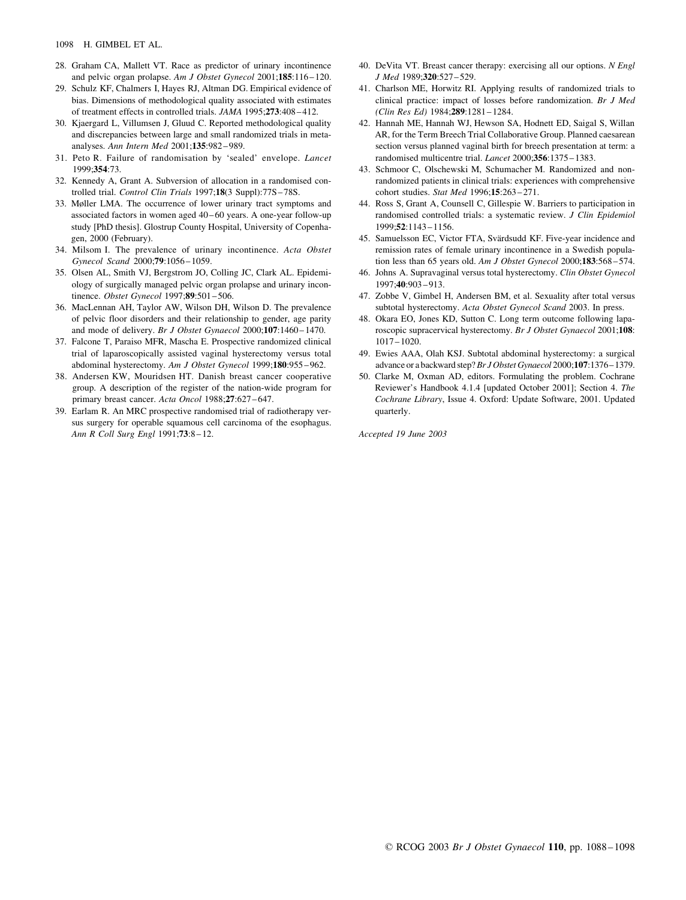28. Graham CA, Mallett VT. Race as predictor of urinary incontinence and pelvic organ prolapse. *Am J Obstet Gynecol* 2001;**185**:116–120.
29. Schulz KF, Chalmers I, Hayes RJ, Altman DG. Empirical evidence of bias. Dimensions of methodological quality associated with estimates of treatment effects in controlled trials. *JAMA* 1995;**273**:408–412.
30. Kjaergard L, Villumsen J, Gluud C. Reported methodological quality and discrepancies between large and small randomized trials in meta-analyses. *Ann Intern Med* 2001;**135**:982–989.
31. Peto R. Failure of randomisation by 'sealed' envelope. *Lancet* 1999;**354**:73.
32. Kennedy A, Grant A. Subversion of allocation in a randomised controlled trial. *Control Clin Trials* 1997;**18**(3 Suppl):77S–78S.
33. Møller LMA. The occurrence of lower urinary tract symptoms and associated factors in women aged 40–60 years. A one-year follow-up study [PhD thesis]. Glostrup County Hospital, University of Copenhagen, 2000 (February).
34. Milsom I. The prevalence of urinary incontinence. *Acta Obstet Gynecol Scand* 2000;**79**:1056–1059.
35. Olsen AL, Smith VJ, Bergstrom JO, Colling JC, Clark AL. Epidemiology of surgically managed pelvic organ prolapse and urinary incontinence. *Obstet Gynecol* 1997;**89**:501–506.
36. MacLennan AH, Taylor AW, Wilson DH, Wilson D. The prevalence of pelvic floor disorders and their relationship to gender, age parity and mode of delivery. *Br J Obstet Gynaecol* 2000;**107**:1460–1470.
37. Falcone T, Paraiso MFR, Mascha E. Prospective randomized clinical trial of laparoscopically assisted vaginal hysterectomy versus total abdominal hysterectomy. *Am J Obstet Gynecol* 1999;**180**:955–962.
38. Andersen KW, Mouridsen HT. Danish breast cancer cooperative group. A description of the register of the nation-wide program for primary breast cancer. *Acta Oncol* 1988;**27**:627–647.
39. Earlam R. An MRC prospective randomised trial of radiotherapy versus surgery for operable squamous cell carcinoma of the esophagus. *Ann R Coll Surg Engl* 1991;**73**:8–12.
40. DeVita VT. Breast cancer therapy: exercising all our options. *N Engl J Med* 1989;**320**:527–529.
41. Charlson ME, Horwitz RI. Applying results of randomized trials to clinical practice: impact of losses before randomization. *Br J Med (Clin Res Ed)* 1984;**289**:1281–1284.
42. Hannah ME, Hannah WJ, Hewson SA, Hodnett ED, Saigal S, Willan AR, for the Term Breech Trial Collaborative Group. Planned caesarean section versus planned vaginal birth for breech presentation at term: a randomised multicentre trial. *Lancet* 2000;**356**:1375–1383.
43. Schmoor C, Olschewski M, Schumacher M. Randomized and non-randomized patients in clinical trials: experiences with comprehensive cohort studies. *Stat Med* 1996;**15**:263–271.
44. Ross S, Grant A, Counsell C, Gillespie W. Barriers to participation in randomised controlled trials: a systematic review. *J Clin Epidemiol* 1999;**52**:1143–1156.
45. Samuelsson EC, Victor FTA, Svärdsudd KF. Five-year incidence and remission rates of female urinary incontinence in a Swedish population less than 65 years old. *Am J Obstet Gynecol* 2000;**183**:568–574.
46. Johns A. Supravaginal versus total hysterectomy. *Clin Obstet Gynecol* 1997;**40**:903–913.
47. Zobbe V, Gimbel H, Andersen BM, et al. Sexuality after total versus subtotal hysterectomy. *Acta Obstet Gynecol Scand* 2003. In press.
48. Okara EO, Jones KD, Sutton C. Long term outcome following laparoscopic supracervical hysterectomy. *Br J Obstet Gynaecol* 2001;**108**: 1017–1020.
49. Ewies AAA, Olah KSJ. Subtotal abdominal hysterectomy: a surgical advance or a backward step? *Br J Obstet Gynaecol* 2000;**107**:1376–1379.
50. Clarke M, Oxman AD, editors. Formulating the problem. Cochrane Reviewer's Handbook 4.1.4 [updated October 2001]; Section 4. *The Cochrane Library*, Issue 4. Oxford: Update Software, 2001. Updated quarterly.

*Accepted 19 June 2003*